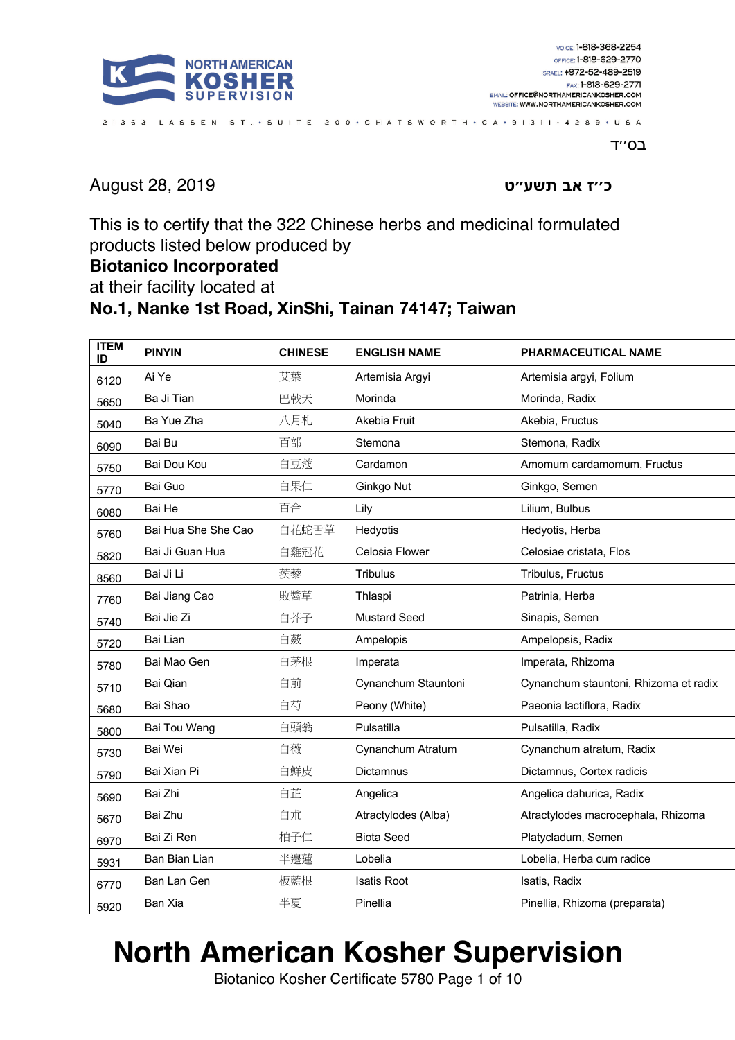NORTH AMERICAN KOSHER SUPERVISION

VOICE: 1-818-368-2254
OFFICE: 1-818-629-2770
ISRAEL: +972-52-489-2519
FAX: 1-818-629-2771
EMAIL: OFFICE@NORTHAMERICANKOSHER.COM
WEBSITE: WWW.NORTHAMERICANKOSHER.COM

21363 LASSEN ST. • SUITE 200 • CHATSWORTH • CA • 91311-4289 • USA

בס״ד

August 28, 2019 כ״ז אב תשע״ט

This is to certify that the 322 Chinese herbs and medicinal formulated products listed below produced by

**Biotanico Incorporated**

at their facility located at

**No.1, Nanke 1st Road, XinShi, Tainan 74147; Taiwan**

| ITEM ID | PINYIN | CHINESE | ENGLISH NAME | PHARMACEUTICAL NAME |
|---|---|---|---|---|
| 6120 | Ai Ye | 艾葉 | Artemisia Argyi | Artemisia argyi, Folium |
| 5650 | Ba Ji Tian | 巴戟天 | Morinda | Morinda, Radix |
| 5040 | Ba Yue Zha | 八月札 | Akebia Fruit | Akebia, Fructus |
| 6090 | Bai Bu | 百部 | Stemona | Stemona, Radix |
| 5750 | Bai Dou Kou | 白豆蔻 | Cardamon | Amomum cardamomum, Fructus |
| 5770 | Bai Guo | 白果仁 | Ginkgo Nut | Ginkgo, Semen |
| 6080 | Bai He | 百合 | Lily | Lilium, Bulbus |
| 5760 | Bai Hua She She Cao | 白花蛇舌草 | Hedyotis | Hedyotis, Herba |
| 5820 | Bai Ji Guan Hua | 白雞冠花 | Celosia Flower | Celosiae cristata, Flos |
| 8560 | Bai Ji Li | 蒺藜 | Tribulus | Tribulus, Fructus |
| 7760 | Bai Jiang Cao | 敗醬草 | Thlaspi | Patrinia, Herba |
| 5740 | Bai Jie Zi | 白芥子 | Mustard Seed | Sinapis, Semen |
| 5720 | Bai Lian | 白蘞 | Ampelopis | Ampelopsis, Radix |
| 5780 | Bai Mao Gen | 白茅根 | Imperata | Imperata, Rhizoma |
| 5710 | Bai Qian | 白前 | Cynanchum Stauntoni | Cynanchum stauntoni, Rhizoma et radix |
| 5680 | Bai Shao | 白芍 | Peony (White) | Paeonia lactiflora, Radix |
| 5800 | Bai Tou Weng | 白頭翁 | Pulsatilla | Pulsatilla, Radix |
| 5730 | Bai Wei | 白薇 | Cynanchum Atratum | Cynanchum atratum, Radix |
| 5790 | Bai Xian Pi | 白鮮皮 | Dictamnus | Dictamnus, Cortex radicis |
| 5690 | Bai Zhi | 白芷 | Angelica | Angelica dahurica, Radix |
| 5670 | Bai Zhu | 白朮 | Atractylodes (Alba) | Atractylodes macrocephala, Rhizoma |
| 6970 | Bai Zi Ren | 柏子仁 | Biota Seed | Platycladum, Semen |
| 5931 | Ban Bian Lian | 半邊蓮 | Lobelia | Lobelia, Herba cum radice |
| 6770 | Ban Lan Gen | 板藍根 | Isatis Root | Isatis, Radix |
| 5920 | Ban Xia | 半夏 | Pinellia | Pinellia, Rhizoma (preparata) |

# North American Kosher Supervision

Biotanico Kosher Certificate 5780 Page 1 of 10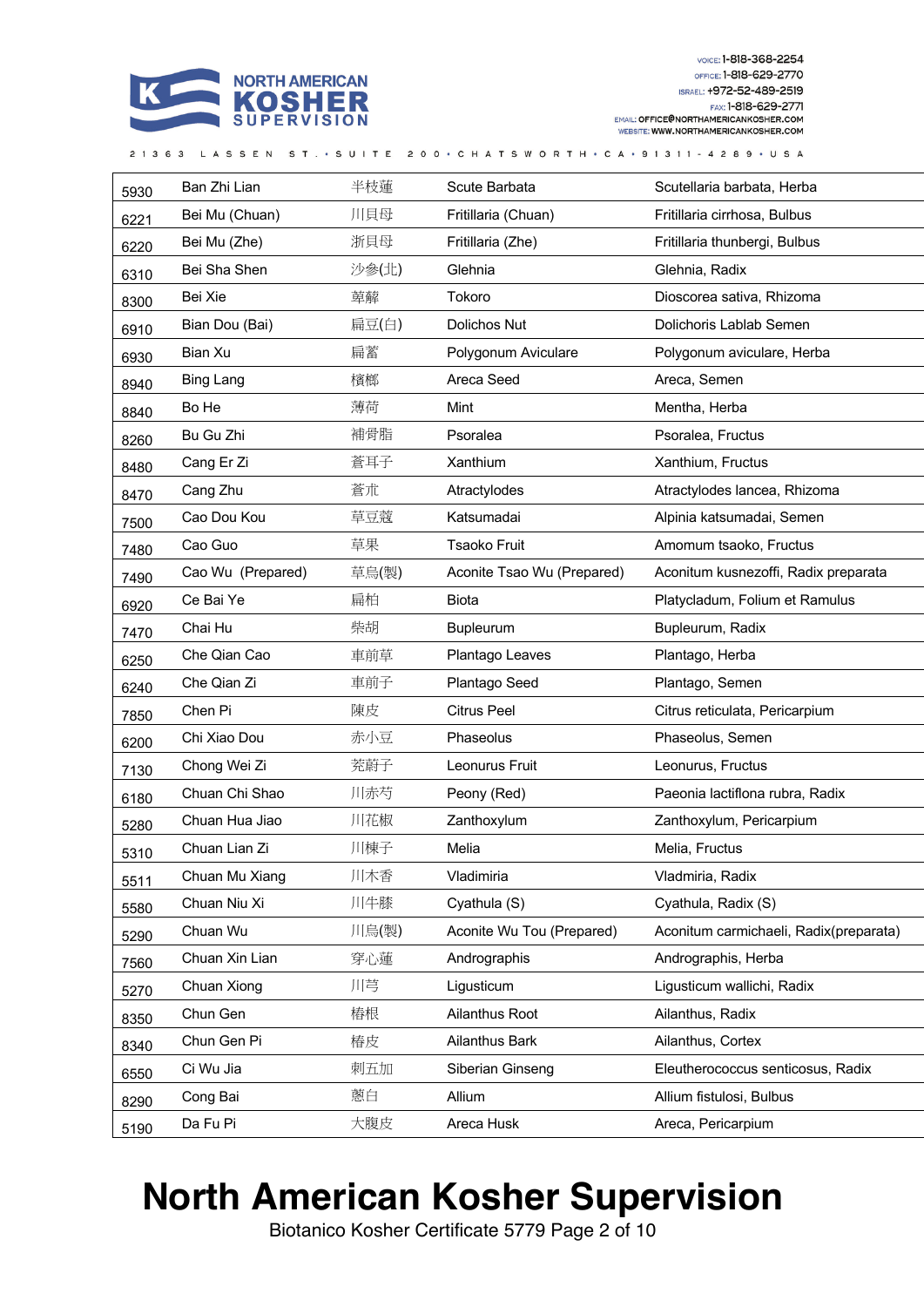| | | | | |
|---|---|---|---|---|
| 5930 | Ban Zhi Lian | 半枝蓮 | Scute Barbata | Scutellaria barbata, Herba |
| 6221 | Bei Mu (Chuan) | 川貝母 | Fritillaria (Chuan) | Fritillaria cirrhosa, Bulbus |
| 6220 | Bei Mu (Zhe) | 浙貝母 | Fritillaria (Zhe) | Fritillaria thunbergi, Bulbus |
| 6310 | Bei Sha Shen | 沙參(北) | Glehnia | Glehnia, Radix |
| 8300 | Bei Xie | 萆薢 | Tokoro | Dioscorea sativa, Rhizoma |
| 6910 | Bian Dou (Bai) | 扁豆(白) | Dolichos Nut | Dolichoris Lablab Semen |
| 6930 | Bian Xu | 扁蓄 | Polygonum Aviculare | Polygonum aviculare, Herba |
| 8940 | Bing Lang | 檳榔 | Areca Seed | Areca, Semen |
| 8840 | Bo He | 薄荷 | Mint | Mentha, Herba |
| 8260 | Bu Gu Zhi | 補骨脂 | Psoralea | Psoralea, Fructus |
| 8480 | Cang Er Zi | 蒼耳子 | Xanthium | Xanthium, Fructus |
| 8470 | Cang Zhu | 蒼朮 | Atractylodes | Atractylodes lancea, Rhizoma |
| 7500 | Cao Dou Kou | 草豆蔻 | Katsumadai | Alpinia katsumadai, Semen |
| 7480 | Cao Guo | 草果 | Tsaoko Fruit | Amomum tsaoko, Fructus |
| 7490 | Cao Wu (Prepared) | 草烏(製) | Aconite Tsao Wu (Prepared) | Aconitum kusnezoffi, Radix preparata |
| 6920 | Ce Bai Ye | 扁柏 | Biota | Platycladum, Folium et Ramulus |
| 7470 | Chai Hu | 柴胡 | Bupleurum | Bupleurum, Radix |
| 6250 | Che Qian Cao | 車前草 | Plantago Leaves | Plantago, Herba |
| 6240 | Che Qian Zi | 車前子 | Plantago Seed | Plantago, Semen |
| 7850 | Chen Pi | 陳皮 | Citrus Peel | Citrus reticulata, Pericarpium |
| 6200 | Chi Xiao Dou | 赤小豆 | Phaseolus | Phaseolus, Semen |
| 7130 | Chong Wei Zi | 茺蔚子 | Leonurus Fruit | Leonurus, Fructus |
| 6180 | Chuan Chi Shao | 川赤芍 | Peony (Red) | Paeonia lactiflona rubra, Radix |
| 5280 | Chuan Hua Jiao | 川花椒 | Zanthoxylum | Zanthoxylum, Pericarpium |
| 5310 | Chuan Lian Zi | 川楝子 | Melia | Melia, Fructus |
| 5511 | Chuan Mu Xiang | 川木香 | Vladimiria | Vladmiria, Radix |
| 5580 | Chuan Niu Xi | 川牛膝 | Cyathula (S) | Cyathula, Radix (S) |
| 5290 | Chuan Wu | 川烏(製) | Aconite Wu Tou (Prepared) | Aconitum carmichaeli, Radix(preparata) |
| 7560 | Chuan Xin Lian | 穿心蓮 | Andrographis | Andrographis, Herba |
| 5270 | Chuan Xiong | 川芎 | Ligusticum | Ligusticum wallichi, Radix |
| 8350 | Chun Gen | 椿根 | Ailanthus Root | Ailanthus, Radix |
| 8340 | Chun Gen Pi | 椿皮 | Ailanthus Bark | Ailanthus, Cortex |
| 6550 | Ci Wu Jia | 刺五加 | Siberian Ginseng | Eleutherococcus senticosus, Radix |
| 8290 | Cong Bai | 蔥白 | Allium | Allium fistulosi, Bulbus |
| 5190 | Da Fu Pi | 大腹皮 | Areca Husk | Areca, Pericarpium |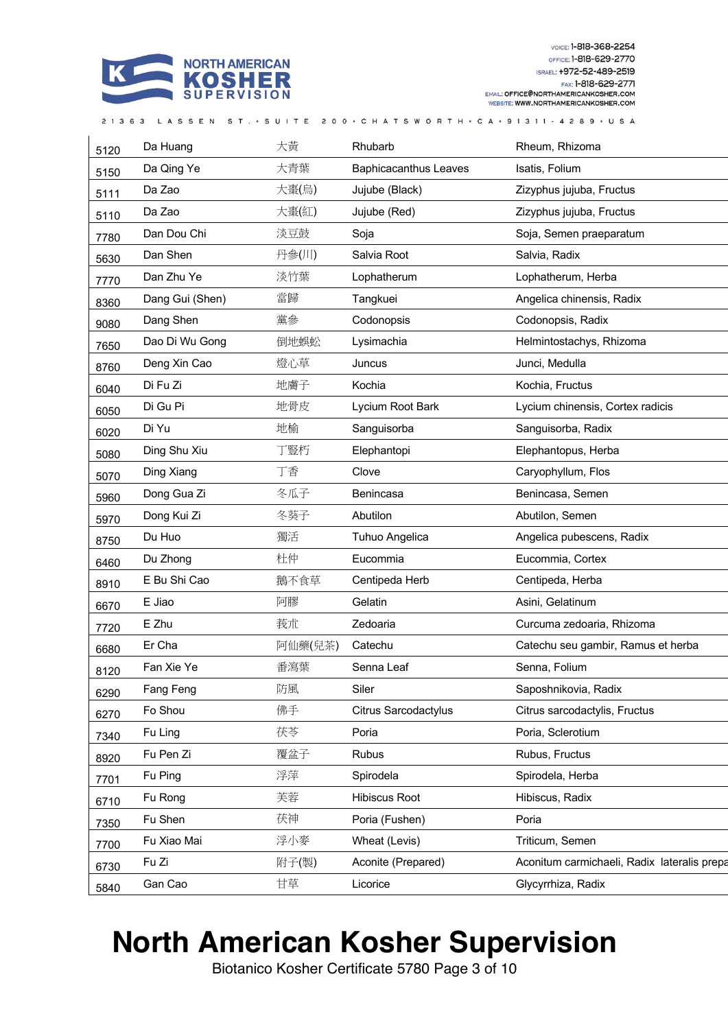| | | | | |
|---|---|---|---|---|
| 5120 | Da Huang | 大黃 | Rhubarb | Rheum, Rhizoma |
| 5150 | Da Qing Ye | 大青葉 | Baphicacanthus Leaves | Isatis, Folium |
| 5111 | Da Zao | 大棗(烏) | Jujube (Black) | Zizyphus jujuba, Fructus |
| 5110 | Da Zao | 大棗(紅) | Jujube (Red) | Zizyphus jujuba, Fructus |
| 7780 | Dan Dou Chi | 淡豆鼓 | Soja | Soja, Semen praeparatum |
| 5630 | Dan Shen | 丹參(川) | Salvia Root | Salvia, Radix |
| 7770 | Dan Zhu Ye | 淡竹葉 | Lophatherum | Lophatherum, Herba |
| 8360 | Dang Gui (Shen) | 當歸 | Tangkuei | Angelica chinensis, Radix |
| 9080 | Dang Shen | 黨參 | Codonopsis | Codonopsis, Radix |
| 7650 | Dao Di Wu Gong | 倒地蜈蚣 | Lysimachia | Helmintostachys, Rhizoma |
| 8760 | Deng Xin Cao | 燈心草 | Juncus | Junci, Medulla |
| 6040 | Di Fu Zi | 地膚子 | Kochia | Kochia, Fructus |
| 6050 | Di Gu Pi | 地骨皮 | Lycium Root Bark | Lycium chinensis, Cortex radicis |
| 6020 | Di Yu | 地榆 | Sanguisorba | Sanguisorba, Radix |
| 5080 | Ding Shu Xiu | 丁豎朽 | Elephantopi | Elephantopus, Herba |
| 5070 | Ding Xiang | 丁香 | Clove | Caryophyllum, Flos |
| 5960 | Dong Gua Zi | 冬瓜子 | Benincasa | Benincasa, Semen |
| 5970 | Dong Kui Zi | 冬葵子 | Abutilon | Abutilon, Semen |
| 8750 | Du Huo | 獨活 | Tuhuo Angelica | Angelica pubescens, Radix |
| 6460 | Du Zhong | 杜仲 | Eucommia | Eucommia, Cortex |
| 8910 | E Bu Shi Cao | 鵝不食草 | Centipeda Herb | Centipeda, Herba |
| 6670 | E Jiao | 阿膠 | Gelatin | Asini, Gelatinum |
| 7720 | E Zhu | 莪朮 | Zedoaria | Curcuma zedoaria, Rhizoma |
| 6680 | Er Cha | 阿仙藥(兒茶) | Catechu | Catechu seu gambir, Ramus et herba |
| 8120 | Fan Xie Ye | 番瀉葉 | Senna Leaf | Senna, Folium |
| 6290 | Fang Feng | 防風 | Siler | Saposhnikovia, Radix |
| 6270 | Fo Shou | 佛手 | Citrus Sarcodactylus | Citrus sarcodactylis, Fructus |
| 7340 | Fu Ling | 茯苓 | Poria | Poria, Sclerotium |
| 8920 | Fu Pen Zi | 覆盆子 | Rubus | Rubus, Fructus |
| 7701 | Fu Ping | 浮萍 | Spirodela | Spirodela, Herba |
| 6710 | Fu Rong | 芙蓉 | Hibiscus Root | Hibiscus, Radix |
| 7350 | Fu Shen | 茯神 | Poria (Fushen) | Poria |
| 7700 | Fu Xiao Mai | 浮小麥 | Wheat (Levis) | Triticum, Semen |
| 6730 | Fu Zi | 附子(製) | Aconite (Prepared) | Aconitum carmichaeli, Radix lateralis prepa |
| 5840 | Gan Cao | 甘草 | Licorice | Glycyrrhiza, Radix |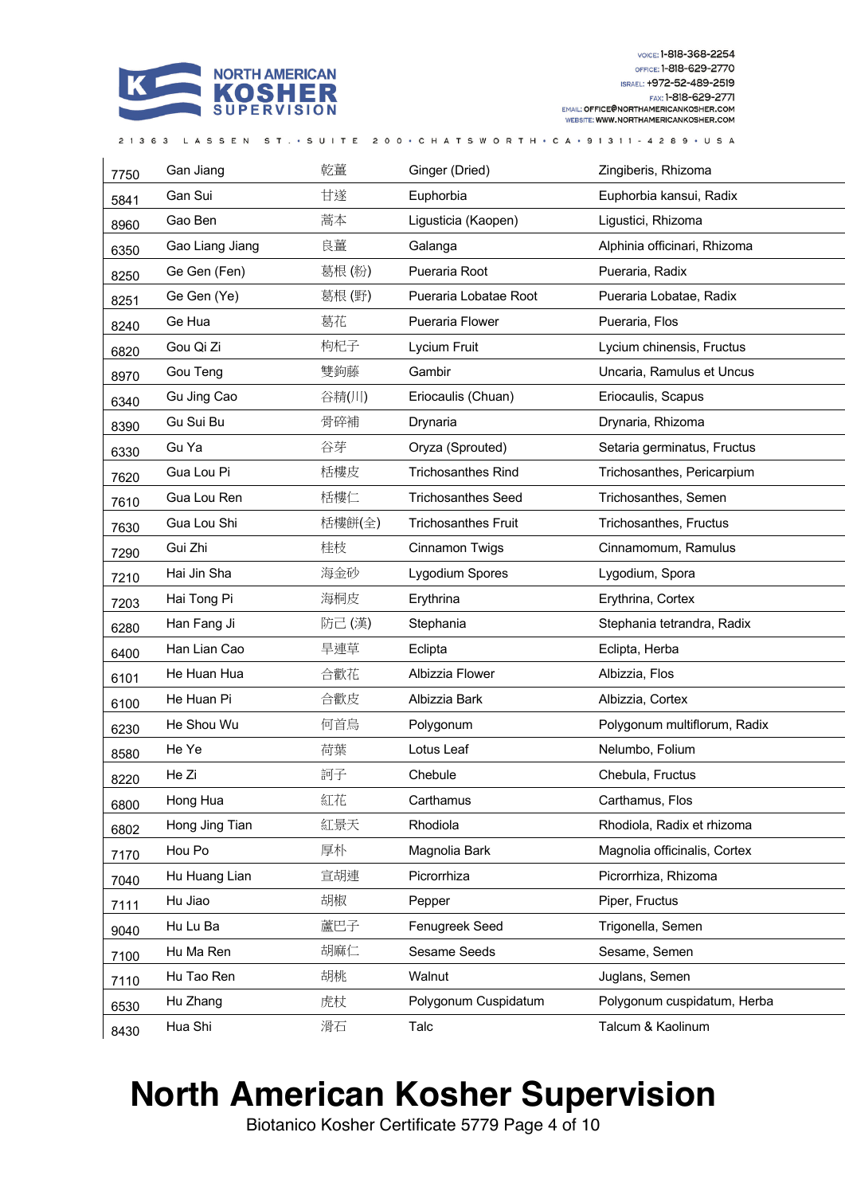| | | | | |
|---|---|---|---|---|
| 7750 | Gan Jiang | 乾薑 | Ginger (Dried) | Zingiberis, Rhizoma |
| 5841 | Gan Sui | 甘遂 | Euphorbia | Euphorbia kansui, Radix |
| 8960 | Gao Ben | 蒿本 | Ligusticia (Kaopen) | Ligustici, Rhizoma |
| 6350 | Gao Liang Jiang | 良薑 | Galanga | Alphinia officinari, Rhizoma |
| 8250 | Ge Gen (Fen) | 葛根 (粉) | Pueraria Root | Pueraria, Radix |
| 8251 | Ge Gen (Ye) | 葛根 (野) | Pueraria Lobatae Root | Pueraria Lobatae, Radix |
| 8240 | Ge Hua | 葛花 | Pueraria Flower | Pueraria, Flos |
| 6820 | Gou Qi Zi | 枸杞子 | Lycium Fruit | Lycium chinensis, Fructus |
| 8970 | Gou Teng | 雙鉤藤 | Gambir | Uncaria, Ramulus et Uncus |
| 6340 | Gu Jing Cao | 谷精(川) | Eriocaulis (Chuan) | Eriocaulis, Scapus |
| 8390 | Gu Sui Bu | 骨碎補 | Drynaria | Drynaria, Rhizoma |
| 6330 | Gu Ya | 谷芽 | Oryza (Sprouted) | Setaria germinatus, Fructus |
| 7620 | Gua Lou Pi | 栝樓皮 | Trichosanthes Rind | Trichosanthes, Pericarpium |
| 7610 | Gua Lou Ren | 栝樓仁 | Trichosanthes Seed | Trichosanthes, Semen |
| 7630 | Gua Lou Shi | 栝樓餅(全) | Trichosanthes Fruit | Trichosanthes, Fructus |
| 7290 | Gui Zhi | 桂枝 | Cinnamon Twigs | Cinnamomum, Ramulus |
| 7210 | Hai Jin Sha | 海金砂 | Lygodium Spores | Lygodium, Spora |
| 7203 | Hai Tong Pi | 海桐皮 | Erythrina | Erythrina, Cortex |
| 6280 | Han Fang Ji | 防己 (漢) | Stephania | Stephania tetrandra, Radix |
| 6400 | Han Lian Cao | 旱連草 | Eclipta | Eclipta, Herba |
| 6101 | He Huan Hua | 合歡花 | Albizzia Flower | Albizzia, Flos |
| 6100 | He Huan Pi | 合歡皮 | Albizzia Bark | Albizzia, Cortex |
| 6230 | He Shou Wu | 何首烏 | Polygonum | Polygonum multiflorum, Radix |
| 8580 | He Ye | 荷葉 | Lotus Leaf | Nelumbo, Folium |
| 8220 | He Zi | 訶子 | Chebule | Chebula, Fructus |
| 6800 | Hong Hua | 紅花 | Carthamus | Carthamus, Flos |
| 6802 | Hong Jing Tian | 紅景天 | Rhodiola | Rhodiola, Radix et rhizoma |
| 7170 | Hou Po | 厚朴 | Magnolia Bark | Magnolia officinalis, Cortex |
| 7040 | Hu Huang Lian | 宣胡連 | Picrorrhiza | Picrorrhiza, Rhizoma |
| 7111 | Hu Jiao | 胡椒 | Pepper | Piper, Fructus |
| 9040 | Hu Lu Ba | 蘆巴子 | Fenugreek Seed | Trigonella, Semen |
| 7100 | Hu Ma Ren | 胡麻仁 | Sesame Seeds | Sesame, Semen |
| 7110 | Hu Tao Ren | 胡桃 | Walnut | Juglans, Semen |
| 6530 | Hu Zhang | 虎杖 | Polygonum Cuspidatum | Polygonum cuspidatum, Herba |
| 8430 | Hua Shi | 滑石 | Talc | Talcum & Kaolinum |

# North American Kosher Supervision

Biotanico Kosher Certificate 5779 Page 4 of 10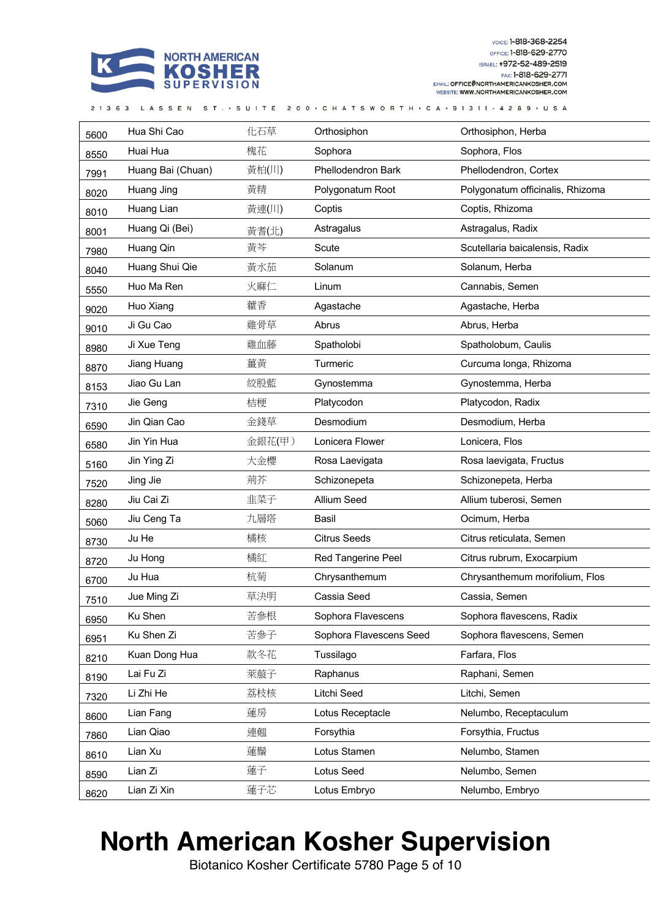| 5600 | Hua Shi Cao | 化石草 | Orthosiphon | Orthosiphon, Herba |
|---|---|---|---|---|
| 8550 | Huai Hua | 槐花 | Sophora | Sophora, Flos |
| 7991 | Huang Bai (Chuan) | 黃柏(川) | Phellodendron Bark | Phellodendron, Cortex |
| 8020 | Huang Jing | 黃精 | Polygonatum Root | Polygonatum officinalis, Rhizoma |
| 8010 | Huang Lian | 黃連(川) | Coptis | Coptis, Rhizoma |
| 8001 | Huang Qi (Bei) | 黃耆(北) | Astragalus | Astragalus, Radix |
| 7980 | Huang Qin | 黃芩 | Scute | Scutellaria baicalensis, Radix |
| 8040 | Huang Shui Qie | 黃水茄 | Solanum | Solanum, Herba |
| 5550 | Huo Ma Ren | 火麻仁 | Linum | Cannabis, Semen |
| 9020 | Huo Xiang | 藿香 | Agastache | Agastache, Herba |
| 9010 | Ji Gu Cao | 雞骨草 | Abrus | Abrus, Herba |
| 8980 | Ji Xue Teng | 雞血藤 | Spatholobi | Spatholobum, Caulis |
| 8870 | Jiang Huang | 薑黃 | Turmeric | Curcuma longa, Rhizoma |
| 8153 | Jiao Gu Lan | 絞股藍 | Gynostemma | Gynostemma, Herba |
| 7310 | Jie Geng | 桔梗 | Platycodon | Platycodon, Radix |
| 6590 | Jin Qian Cao | 金錢草 | Desmodium | Desmodium, Herba |
| 6580 | Jin Yin Hua | 金銀花(甲) | Lonicera Flower | Lonicera, Flos |
| 5160 | Jin Ying Zi | 大金櫻 | Rosa Laevigata | Rosa laevigata, Fructus |
| 7520 | Jing Jie | 荊芥 | Schizonepeta | Schizonepeta, Herba |
| 8280 | Jiu Cai Zi | 韭菜子 | Allium Seed | Allium tuberosi, Semen |
| 5060 | Jiu Ceng Ta | 九層塔 | Basil | Ocimum, Herba |
| 8730 | Ju He | 橘核 | Citrus Seeds | Citrus reticulata, Semen |
| 8720 | Ju Hong | 橘紅 | Red Tangerine Peel | Citrus rubrum, Exocarpium |
| 6700 | Ju Hua | 杭菊 | Chrysanthemum | Chrysanthemum morifolium, Flos |
| 7510 | Jue Ming Zi | 草決明 | Cassia Seed | Cassia, Semen |
| 6950 | Ku Shen | 苦參根 | Sophora Flavescens | Sophora flavescens, Radix |
| 6951 | Ku Shen Zi | 苦參子 | Sophora Flavescens Seed | Sophora flavescens, Semen |
| 8210 | Kuan Dong Hua | 款冬花 | Tussilago | Farfara, Flos |
| 8190 | Lai Fu Zi | 萊菔子 | Raphanus | Raphani, Semen |
| 7320 | Li Zhi He | 荔枝核 | Litchi Seed | Litchi, Semen |
| 8600 | Lian Fang | 蓮房 | Lotus Receptacle | Nelumbo, Receptaculum |
| 7860 | Lian Qiao | 連翹 | Forsythia | Forsythia, Fructus |
| 8610 | Lian Xu | 蓮鬚 | Lotus Stamen | Nelumbo, Stamen |
| 8590 | Lian Zi | 蓮子 | Lotus Seed | Nelumbo, Semen |
| 8620 | Lian Zi Xin | 蓮子芯 | Lotus Embryo | Nelumbo, Embryo |

# North American Kosher Supervision

Biotanico Kosher Certificate 5780 Page 5 of 10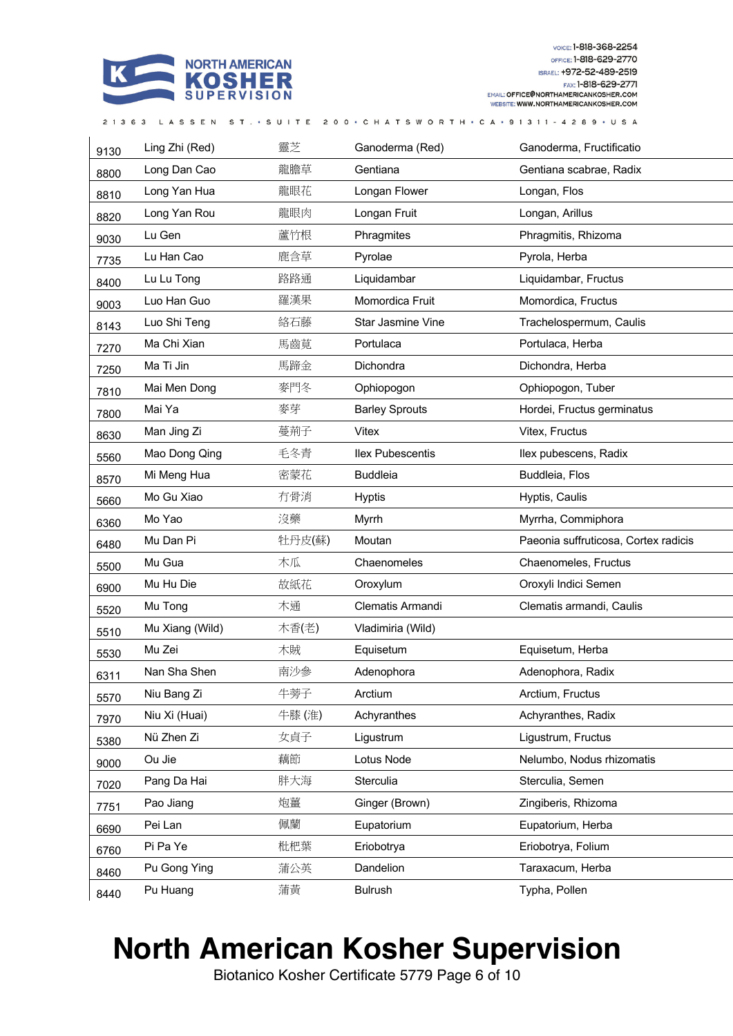| | | | | |
|---|---|---|---|---|
| 9130 | Ling Zhi (Red) | 靈芝 | Ganoderma (Red) | Ganoderma, Fructificatio |
| 8800 | Long Dan Cao | 龍膽草 | Gentiana | Gentiana scabrae, Radix |
| 8810 | Long Yan Hua | 龍眼花 | Longan Flower | Longan, Flos |
| 8820 | Long Yan Rou | 龍眼肉 | Longan Fruit | Longan, Arillus |
| 9030 | Lu Gen | 蘆竹根 | Phragmites | Phragmitis, Rhizoma |
| 7735 | Lu Han Cao | 鹿含草 | Pyrolae | Pyrola, Herba |
| 8400 | Lu Lu Tong | 路路通 | Liquidambar | Liquidambar, Fructus |
| 9003 | Luo Han Guo | 羅漢果 | Momordica Fruit | Momordica, Fructus |
| 8143 | Luo Shi Teng | 絡石藤 | Star Jasmine Vine | Trachelospermum, Caulis |
| 7270 | Ma Chi Xian | 馬齒莧 | Portulaca | Portulaca, Herba |
| 7250 | Ma Ti Jin | 馬蹄金 | Dichondra | Dichondra, Herba |
| 7810 | Mai Men Dong | 麥門冬 | Ophiopogon | Ophiopogon, Tuber |
| 7800 | Mai Ya | 麥芽 | Barley Sprouts | Hordei, Fructus germinatus |
| 8630 | Man Jing Zi | 蔓荊子 | Vitex | Vitex, Fructus |
| 5560 | Mao Dong Qing | 毛冬青 | Ilex Pubescentis | Ilex pubescens, Radix |
| 8570 | Mi Meng Hua | 密蒙花 | Buddleia | Buddleia, Flos |
| 5660 | Mo Gu Xiao | 冇骨消 | Hyptis | Hyptis, Caulis |
| 6360 | Mo Yao | 沒藥 | Myrrh | Myrrha, Commiphora |
| 6480 | Mu Dan Pi | 牡丹皮(蘇) | Moutan | Paeonia suffruticosa, Cortex radicis |
| 5500 | Mu Gua | 木瓜 | Chaenomeles | Chaenomeles, Fructus |
| 6900 | Mu Hu Die | 故紙花 | Oroxylum | Oroxyli Indici Semen |
| 5520 | Mu Tong | 木通 | Clematis Armandi | Clematis armandi, Caulis |
| 5510 | Mu Xiang (Wild) | 木香(老) | Vladimiria (Wild) | |
| 5530 | Mu Zei | 木賊 | Equisetum | Equisetum, Herba |
| 6311 | Nan Sha Shen | 南沙參 | Adenophora | Adenophora, Radix |
| 5570 | Niu Bang Zi | 牛蒡子 | Arctium | Arctium, Fructus |
| 7970 | Niu Xi (Huai) | 牛膝 (淮) | Achyranthes | Achyranthes, Radix |
| 5380 | Nü Zhen Zi | 女貞子 | Ligustrum | Ligustrum, Fructus |
| 9000 | Ou Jie | 藕節 | Lotus Node | Nelumbo, Nodus rhizomatis |
| 7020 | Pang Da Hai | 胖大海 | Sterculia | Sterculia, Semen |
| 7751 | Pao Jiang | 炮薑 | Ginger (Brown) | Zingiberis, Rhizoma |
| 6690 | Pei Lan | 佩蘭 | Eupatorium | Eupatorium, Herba |
| 6760 | Pi Pa Ye | 枇杷葉 | Eriobotrya | Eriobotrya, Folium |
| 8460 | Pu Gong Ying | 蒲公英 | Dandelion | Taraxacum, Herba |
| 8440 | Pu Huang | 蒲黃 | Bulrush | Typha, Pollen |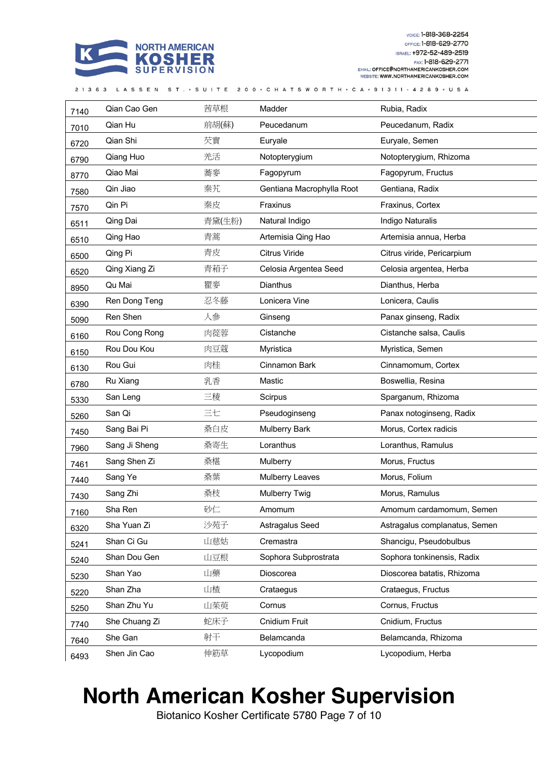| 7140 | Qian Cao Gen | 茜草根 | Madder | Rubia, Radix |
|---|---|---|---|---|
| 7010 | Qian Hu | 前胡(蘇) | Peucedanum | Peucedanum, Radix |
| 6720 | Qian Shi | 芡實 | Euryale | Euryale, Semen |
| 6790 | Qiang Huo | 羌活 | Notopterygium | Notopterygium, Rhizoma |
| 8770 | Qiao Mai | 蕎麥 | Fagopyrum | Fagopyrum, Fructus |
| 7580 | Qin Jiao | 秦艽 | Gentiana Macrophylla Root | Gentiana, Radix |
| 7570 | Qin Pi | 秦皮 | Fraxinus | Fraxinus, Cortex |
| 6511 | Qing Dai | 青黛(生粉) | Natural Indigo | Indigo Naturalis |
| 6510 | Qing Hao | 青蒿 | Artemisia Qing Hao | Artemisia annua, Herba |
| 6500 | Qing Pi | 青皮 | Citrus Viride | Citrus viride, Pericarpium |
| 6520 | Qing Xiang Zi | 青葙子 | Celosia Argentea Seed | Celosia argentea, Herba |
| 8950 | Qu Mai | 瞿麥 | Dianthus | Dianthus, Herba |
| 6390 | Ren Dong Teng | 忍冬藤 | Lonicera Vine | Lonicera, Caulis |
| 5090 | Ren Shen | 人參 | Ginseng | Panax ginseng, Radix |
| 6160 | Rou Cong Rong | 肉蓯蓉 | Cistanche | Cistanche salsa, Caulis |
| 6150 | Rou Dou Kou | 肉豆蔻 | Myristica | Myristica, Semen |
| 6130 | Rou Gui | 肉桂 | Cinnamon Bark | Cinnamomum, Cortex |
| 6780 | Ru Xiang | 乳香 | Mastic | Boswellia, Resina |
| 5330 | San Leng | 三稜 | Scirpus | Sparganum, Rhizoma |
| 5260 | San Qi | 三七 | Pseudoginseng | Panax notoginseng, Radix |
| 7450 | Sang Bai Pi | 桑白皮 | Mulberry Bark | Morus, Cortex radicis |
| 7960 | Sang Ji Sheng | 桑寄生 | Loranthus | Loranthus, Ramulus |
| 7461 | Sang Shen Zi | 桑椹 | Mulberry | Morus, Fructus |
| 7440 | Sang Ye | 桑葉 | Mulberry Leaves | Morus, Folium |
| 7430 | Sang Zhi | 桑枝 | Mulberry Twig | Morus, Ramulus |
| 7160 | Sha Ren | 砂仁 | Amomum | Amomum cardamomum, Semen |
| 6320 | Sha Yuan Zi | 沙苑子 | Astragalus Seed | Astragalus complanatus, Semen |
| 5241 | Shan Ci Gu | 山慈姑 | Cremastra | Shancigu, Pseudobulbus |
| 5240 | Shan Dou Gen | 山豆根 | Sophora Subprostrata | Sophora tonkinensis, Radix |
| 5230 | Shan Yao | 山藥 | Dioscorea | Dioscorea batatis, Rhizoma |
| 5220 | Shan Zha | 山楂 | Crataegus | Crataegus, Fructus |
| 5250 | Shan Zhu Yu | 山茱萸 | Cornus | Cornus, Fructus |
| 7740 | She Chuang Zi | 蛇床子 | Cnidium Fruit | Cnidium, Fructus |
| 7640 | She Gan | 射干 | Belamcanda | Belamcanda, Rhizoma |
| 6493 | Shen Jin Cao | 伸筋草 | Lycopodium | Lycopodium, Herba |

# North American Kosher Supervision

Biotanico Kosher Certificate 5780 Page 7 of 10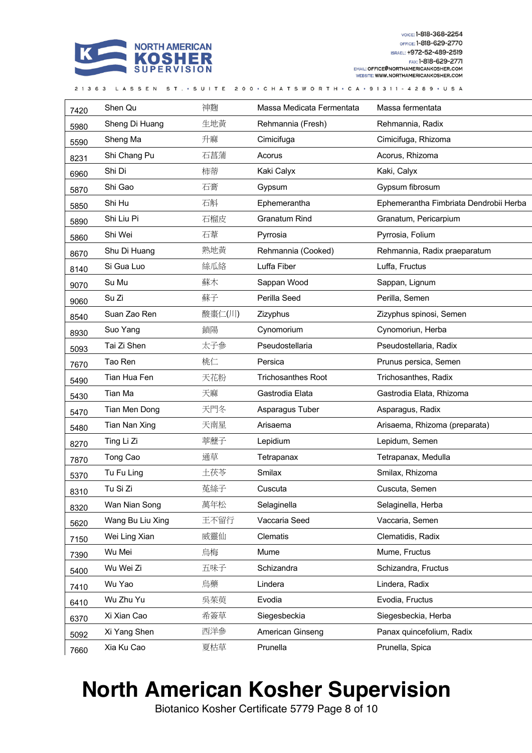| 7420 | Shen Qu | 神麴 | Massa Medicata Fermentata | Massa fermentata |
|---|---|---|---|---|
| 5980 | Sheng Di Huang | 生地黃 | Rehmannia (Fresh) | Rehmannia, Radix |
| 5590 | Sheng Ma | 升麻 | Cimicifuga | Cimicifuga, Rhizoma |
| 8231 | Shi Chang Pu | 石菖蒲 | Acorus | Acorus, Rhizoma |
| 6960 | Shi Di | 柿蒂 | Kaki Calyx | Kaki, Calyx |
| 5870 | Shi Gao | 石膏 | Gypsum | Gypsum fibrosum |
| 5850 | Shi Hu | 石斛 | Ephemerantha | Ephemerantha Fimbriata Dendrobii Herba |
| 5890 | Shi Liu Pi | 石榴皮 | Granatum Rind | Granatum, Pericarpium |
| 5860 | Shi Wei | 石葦 | Pyrrosia | Pyrrosia, Folium |
| 8670 | Shu Di Huang | 熟地黃 | Rehmannia (Cooked) | Rehmannia, Radix praeparatum |
| 8140 | Si Gua Luo | 絲瓜絡 | Luffa Fiber | Luffa, Fructus |
| 9070 | Su Mu | 蘇木 | Sappan Wood | Sappan, Lignum |
| 9060 | Su Zi | 蘇子 | Perilla Seed | Perilla, Semen |
| 8540 | Suan Zao Ren | 酸棗仁(川) | Zizyphus | Zizyphus spinosi, Semen |
| 8930 | Suo Yang | 鎖陽 | Cynomorium | Cynomoriun, Herba |
| 5093 | Tai Zi Shen | 太子參 | Pseudostellaria | Pseudostellaria, Radix |
| 7670 | Tao Ren | 桃仁 | Persica | Prunus persica, Semen |
| 5490 | Tian Hua Fen | 天花粉 | Trichosanthes Root | Trichosanthes, Radix |
| 5430 | Tian Ma | 天麻 | Gastrodia Elata | Gastrodia Elata, Rhizoma |
| 5470 | Tian Men Dong | 天門冬 | Asparagus Tuber | Asparagus, Radix |
| 5480 | Tian Nan Xing | 天南星 | Arisaema | Arisaema, Rhizoma (preparata) |
| 8270 | Ting Li Zi | 葶藶子 | Lepidium | Lepidum, Semen |
| 7870 | Tong Cao | 通草 | Tetrapanax | Tetrapanax, Medulla |
| 5370 | Tu Fu Ling | 土茯苓 | Smilax | Smilax, Rhizoma |
| 8310 | Tu Si Zi | 菟絲子 | Cuscuta | Cuscuta, Semen |
| 8320 | Wan Nian Song | 萬年松 | Selaginella | Selaginella, Herba |
| 5620 | Wang Bu Liu Xing | 王不留行 | Vaccaria Seed | Vaccaria, Semen |
| 7150 | Wei Ling Xian | 威靈仙 | Clematis | Clematidis, Radix |
| 7390 | Wu Mei | 烏梅 | Mume | Mume, Fructus |
| 5400 | Wu Wei Zi | 五味子 | Schizandra | Schizandra, Fructus |
| 7410 | Wu Yao | 烏藥 | Lindera | Lindera, Radix |
| 6410 | Wu Zhu Yu | 吳茱萸 | Evodia | Evodia, Fructus |
| 6370 | Xi Xian Cao | 希簽草 | Siegesbeckia | Siegesbeckia, Herba |
| 5092 | Xi Yang Shen | 西洋參 | American Ginseng | Panax quincefolium, Radix |
| 7660 | Xia Ku Cao | 夏枯草 | Prunella | Prunella, Spica |

# North American Kosher Supervision

Biotanico Kosher Certificate 5779 Page 8 of 10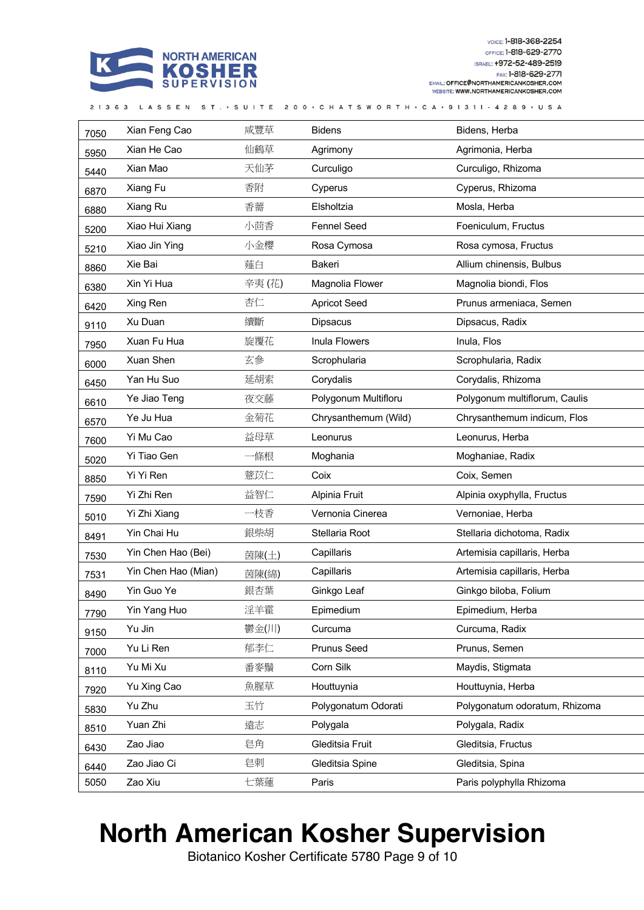| | | | | |
|---|---|---|---|---|
| 7050 | Xian Feng Cao | 咸豐草 | Bidens | Bidens, Herba |
| 5950 | Xian He Cao | 仙鶴草 | Agrimony | Agrimonia, Herba |
| 5440 | Xian Mao | 天仙茅 | Curculigo | Curculigo, Rhizoma |
| 6870 | Xiang Fu | 香附 | Cyperus | Cyperus, Rhizoma |
| 6880 | Xiang Ru | 香薷 | Elsholtzia | Mosla, Herba |
| 5200 | Xiao Hui Xiang | 小茴香 | Fennel Seed | Foeniculum, Fructus |
| 5210 | Xiao Jin Ying | 小金櫻 | Rosa Cymosa | Rosa cymosa, Fructus |
| 8860 | Xie Bai | 薤白 | Bakeri | Allium chinensis, Bulbus |
| 6380 | Xin Yi Hua | 辛夷 (花) | Magnolia Flower | Magnolia biondi, Flos |
| 6420 | Xing Ren | 杏仁 | Apricot Seed | Prunus armeniaca, Semen |
| 9110 | Xu Duan | 續斷 | Dipsacus | Dipsacus, Radix |
| 7950 | Xuan Fu Hua | 旋覆花 | Inula Flowers | Inula, Flos |
| 6000 | Xuan Shen | 玄參 | Scrophularia | Scrophularia, Radix |
| 6450 | Yan Hu Suo | 延胡索 | Corydalis | Corydalis, Rhizoma |
| 6610 | Ye Jiao Teng | 夜交藤 | Polygonum Multifloru | Polygonum multiflorum, Caulis |
| 6570 | Ye Ju Hua | 金菊花 | Chrysanthemum (Wild) | Chrysanthemum indicum, Flos |
| 7600 | Yi Mu Cao | 益母草 | Leonurus | Leonurus, Herba |
| 5020 | Yi Tiao Gen | 一條根 | Moghania | Moghaniae, Radix |
| 8850 | Yi Yi Ren | 薏苡仁 | Coix | Coix, Semen |
| 7590 | Yi Zhi Ren | 益智仁 | Alpinia Fruit | Alpinia oxyphylla, Fructus |
| 5010 | Yi Zhi Xiang | 一枝香 | Vernonia Cinerea | Vernoniae, Herba |
| 8491 | Yin Chai Hu | 銀柴胡 | Stellaria Root | Stellaria dichotoma, Radix |
| 7530 | Yin Chen Hao (Bei) | 茵陳(土) | Capillaris | Artemisia capillaris, Herba |
| 7531 | Yin Chen Hao (Mian) | 茵陳(綿) | Capillaris | Artemisia capillaris, Herba |
| 8490 | Yin Guo Ye | 銀杏葉 | Ginkgo Leaf | Ginkgo biloba, Folium |
| 7790 | Yin Yang Huo | 淫羊藿 | Epimedium | Epimedium, Herba |
| 9150 | Yu Jin | 鬱金(川) | Curcuma | Curcuma, Radix |
| 7000 | Yu Li Ren | 郁李仁 | Prunus Seed | Prunus, Semen |
| 8110 | Yu Mi Xu | 番麥鬚 | Corn Silk | Maydis, Stigmata |
| 7920 | Yu Xing Cao | 魚腥草 | Houttuynia | Houttuynia, Herba |
| 5830 | Yu Zhu | 玉竹 | Polygonatum Odorati | Polygonatum odoratum, Rhizoma |
| 8510 | Yuan Zhi | 遠志 | Polygala | Polygala, Radix |
| 6430 | Zao Jiao | 皂角 | Gleditsia Fruit | Gleditsia, Fructus |
| 6440 | Zao Jiao Ci | 皂刺 | Gleditsia Spine | Gleditsia, Spina |
| 5050 | Zao Xiu | 七葉蓮 | Paris | Paris polyphylla Rhizoma |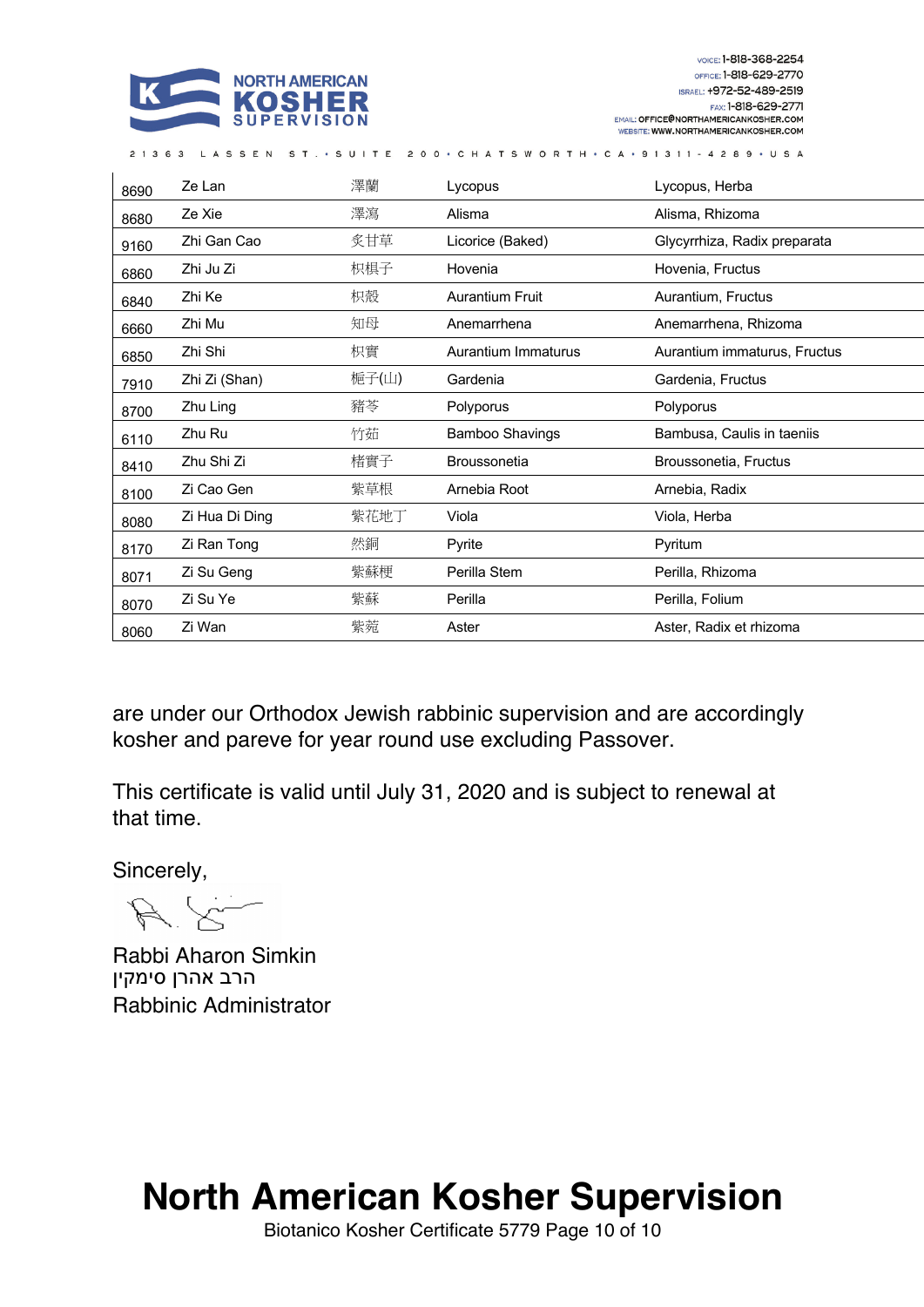| | | | | |
|---|---|---|---|---|
| 8690 | Ze Lan | 澤蘭 | Lycopus | Lycopus, Herba |
| 8680 | Ze Xie | 澤瀉 | Alisma | Alisma, Rhizoma |
| 9160 | Zhi Gan Cao | 炙甘草 | Licorice (Baked) | Glycyrrhiza, Radix preparata |
| 6860 | Zhi Ju Zi | 枳椇子 | Hovenia | Hovenia, Fructus |
| 6840 | Zhi Ke | 枳殼 | Aurantium Fruit | Aurantium, Fructus |
| 6660 | Zhi Mu | 知母 | Anemarrhena | Anemarrhena, Rhizoma |
| 6850 | Zhi Shi | 枳實 | Aurantium Immaturus | Aurantium immaturus, Fructus |
| 7910 | Zhi Zi (Shan) | 梔子(山) | Gardenia | Gardenia, Fructus |
| 8700 | Zhu Ling | 豬苓 | Polyporus | Polyporus |
| 6110 | Zhu Ru | 竹茹 | Bamboo Shavings | Bambusa, Caulis in taeniis |
| 8410 | Zhu Shi Zi | 楮實子 | Broussonetia | Broussonetia, Fructus |
| 8100 | Zi Cao Gen | 紫草根 | Arnebia Root | Arnebia, Radix |
| 8080 | Zi Hua Di Ding | 紫花地丁 | Viola | Viola, Herba |
| 8170 | Zi Ran Tong | 然銅 | Pyrite | Pyritum |
| 8071 | Zi Su Geng | 紫蘇梗 | Perilla Stem | Perilla, Rhizoma |
| 8070 | Zi Su Ye | 紫蘇 | Perilla | Perilla, Folium |
| 8060 | Zi Wan | 紫菀 | Aster | Aster, Radix et rhizoma |

are under our Orthodox Jewish rabbinic supervision and are accordingly kosher and pareve for year round use excluding Passover.

This certificate is valid until July 31, 2020 and is subject to renewal at that time.

Sincerely,

Rabbi Aharon Simkin
הרב אהרן סימקין
Rabbinic Administrator

# North American Kosher Supervision

Biotanico Kosher Certificate 5779